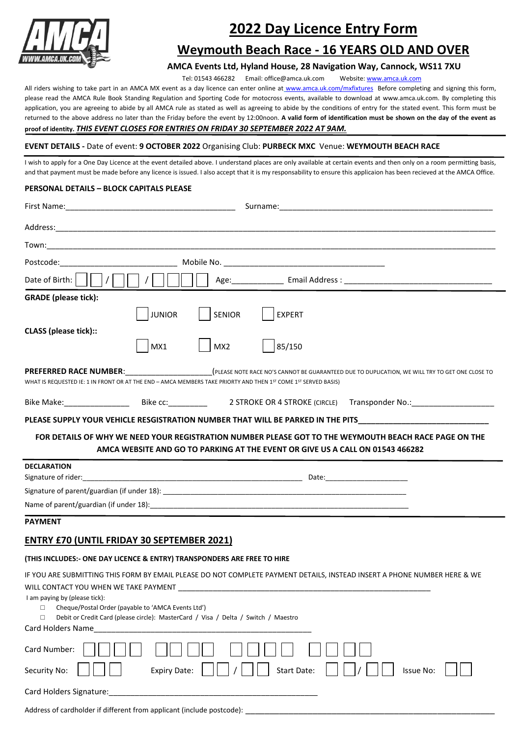# 2022 Day Licence Entry Form

## Weymouth Beach Race - 16 YEARS OLD AND OVER

### AMCA Events Ltd, Hyland House, 28 Navigation Way, Cannock, WS11 7XU

Tel: 01543 466282   Email: office@amca.uk.com   Website: www.amca.uk.com

All riders wishing to take part in an AMCA MX event as a day licence can enter online at www.amca.uk.com/mxfixtures Before completing and signing this form, please read the AMCA Rule Book Standing Regulation and Sporting Code for motocross events, available to download at www.amca.uk.com. By completing this application, you are agreeing to abide by all AMCA rule as stated as well as agreeing to abide by the conditions of entry for the stated event. This form must be returned to the above address no later than the Friday before the event by 12:00noon. **A valid form of identification must be shown on the day of the event as proof of identity.** ***THIS EVENT CLOSES FOR ENTRIES ON FRIDAY 30 SEPTEMBER 2022 AT 9AM.***

**EVENT DETAILS -** Date of event: **9 OCTOBER 2022** Organising Club: **PURBECK MXC** Venue: **WEYMOUTH BEACH RACE**

I wish to apply for a One Day Licence at the event detailed above. I understand places are only available at certain events and then only on a room permitting basis, and that payment must be made before any licence is issued. I also accept that it is my responsability to ensure this applicaion has been recieved at the AMCA Office.

**PERSONAL DETAILS – BLOCK CAPITALS PLEASE**

First Name:______________________ Surname:______________________

Address:______________________

Town:______________________

Postcode:______________________ Mobile No. ______________________

Date of Birth: ☐☐ / ☐☐ / ☐☐☐☐ Age:__________ Email Address : ______________________

**GRADE (please tick):**

☐ JUNIOR ☐ SENIOR ☐ EXPERT

**CLASS (please tick)::**

☐ MX1 ☐ MX2 ☐ 85/150

**PREFERRED RACE NUMBER**:__________________(PLEASE NOTE RACE NO'S CANNOT BE GUARANTEED DUE TO DUPLICATION, WE WILL TRY TO GET ONE CLOSE TO WHAT IS REQUESTED IE: 1 IN FRONT OR AT THE END – AMCA MEMBERS TAKE PRIORTY AND THEN 1ST COME 1ST SERVED BASIS)

Bike Make:______________ Bike cc:_________ 2 STROKE OR 4 STROKE (CIRCLE) Transponder No.:__________________

**PLEASE SUPPLY YOUR VEHICLE RESGISTRATION NUMBER THAT WILL BE PARKED IN THE PITS______________________**

**FOR DETAILS OF WHY WE NEED YOUR REGISTRATION NUMBER PLEASE GOT TO THE WEYMOUTH BEACH RACE PAGE ON THE AMCA WEBSITE AND GO TO PARKING AT THE EVENT OR GIVE US A CALL ON 01543 466282**

**DECLARATION**

Signature of rider:______________________ Date:______________________

Signature of parent/guardian (if under 18): ______________________

Name of parent/guardian (if under 18):______________________

**PAYMENT**

## ENTRY £70 (UNTIL FRIDAY 30 SEPTEMBER 2021)

**(THIS INCLUDES:- ONE DAY LICENCE & ENTRY) TRANSPONDERS ARE FREE TO HIRE**

IF YOU ARE SUBMITTING THIS FORM BY EMAIL PLEASE DO NOT COMPLETE PAYMENT DETAILS, INSTEAD INSERT A PHONE NUMBER HERE & WE WILL CONTACT YOU WHEN WE TAKE PAYMENT ______________________

I am paying by (please tick):

- ☐ Cheque/Postal Order (payable to 'AMCA Events Ltd')
- ☐ Debit or Credit Card (please circle): MasterCard / Visa / Delta / Switch / Maestro

Card Holders Name______________________

Card Number: ☐☐☐☐ ☐☐☐☐ ☐☐☐☐ ☐☐☐☐

Security No: ☐☐☐ Expiry Date: ☐☐ / ☐☐ Start Date: ☐☐ / ☐☐ Issue No: ☐☐

Card Holders Signature:______________________

Address of cardholder if different from applicant (include postcode): ______________________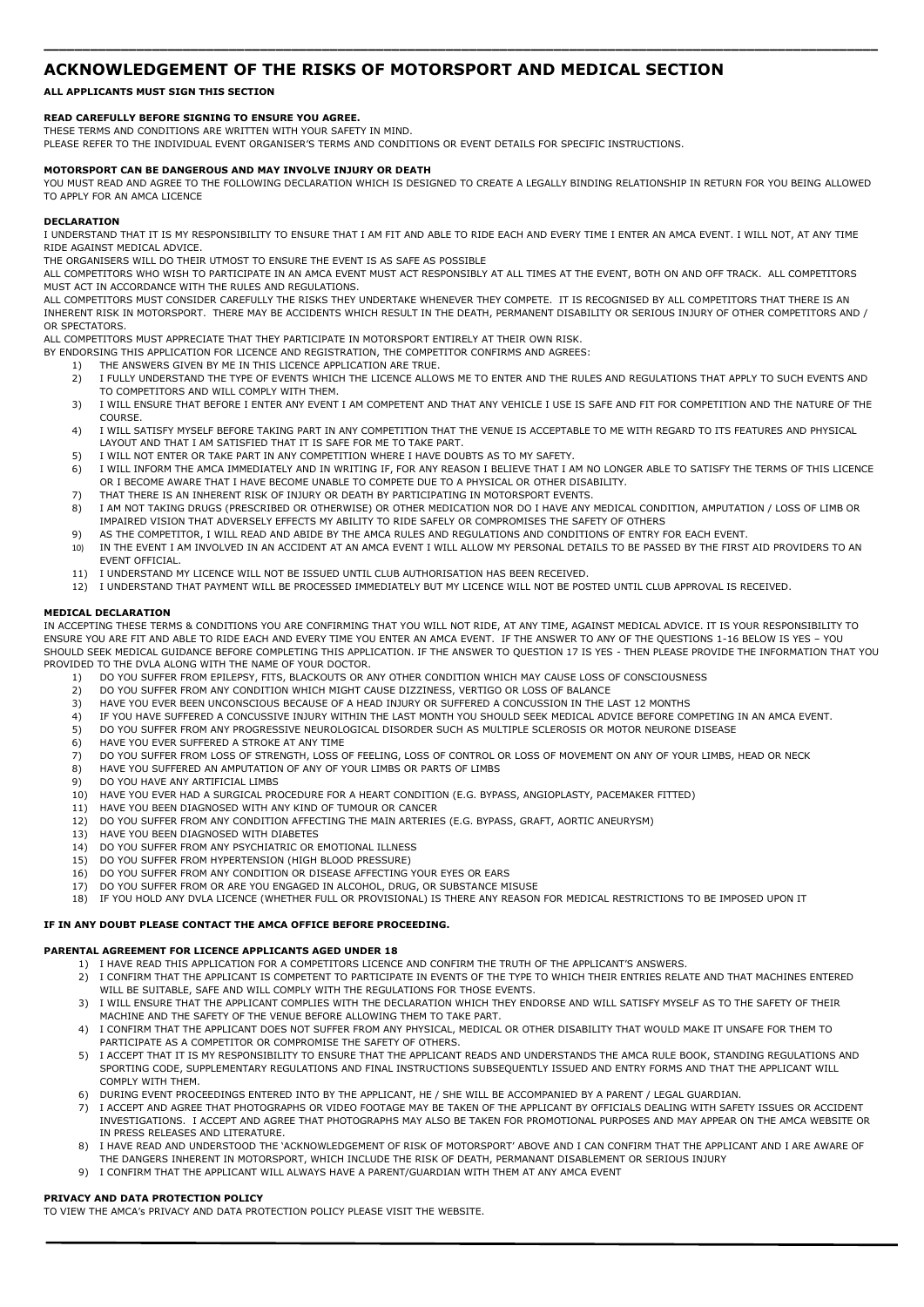# ACKNOWLEDGEMENT OF THE RISKS OF MOTORSPORT AND MEDICAL SECTION

**ALL APPLICANTS MUST SIGN THIS SECTION**

**READ CAREFULLY BEFORE SIGNING TO ENSURE YOU AGREE.**

THESE TERMS AND CONDITIONS ARE WRITTEN WITH YOUR SAFETY IN MIND.

PLEASE REFER TO THE INDIVIDUAL EVENT ORGANISER'S TERMS AND CONDITIONS OR EVENT DETAILS FOR SPECIFIC INSTRUCTIONS.

**MOTORSPORT CAN BE DANGEROUS AND MAY INVOLVE INJURY OR DEATH**

YOU MUST READ AND AGREE TO THE FOLLOWING DECLARATION WHICH IS DESIGNED TO CREATE A LEGALLY BINDING RELATIONSHIP IN RETURN FOR YOU BEING ALLOWED TO APPLY FOR AN AMCA LICENCE

**DECLARATION**

I UNDERSTAND THAT IT IS MY RESPONSIBILITY TO ENSURE THAT I AM FIT AND ABLE TO RIDE EACH AND EVERY TIME I ENTER AN AMCA EVENT. I WILL NOT, AT ANY TIME RIDE AGAINST MEDICAL ADVICE.

THE ORGANISERS WILL DO THEIR UTMOST TO ENSURE THE EVENT IS AS SAFE AS POSSIBLE

ALL COMPETITORS WHO WISH TO PARTICIPATE IN AN AMCA EVENT MUST ACT RESPONSIBLY AT ALL TIMES AT THE EVENT, BOTH ON AND OFF TRACK. ALL COMPETITORS MUST ACT IN ACCORDANCE WITH THE RULES AND REGULATIONS.

ALL COMPETITORS MUST CONSIDER CAREFULLY THE RISKS THEY UNDERTAKE WHENEVER THEY COMPETE. IT IS RECOGNISED BY ALL COMPETITORS THAT THERE IS AN INHERENT RISK IN MOTORSPORT. THERE MAY BE ACCIDENTS WHICH RESULT IN THE DEATH, PERMANENT DISABILITY OR SERIOUS INJURY OF OTHER COMPETITORS AND / OR SPECTATORS.

ALL COMPETITORS MUST APPRECIATE THAT THEY PARTICIPATE IN MOTORSPORT ENTIRELY AT THEIR OWN RISK.

BY ENDORSING THIS APPLICATION FOR LICENCE AND REGISTRATION, THE COMPETITOR CONFIRMS AND AGREES:

1) THE ANSWERS GIVEN BY ME IN THIS LICENCE APPLICATION ARE TRUE.
2) I FULLY UNDERSTAND THE TYPE OF EVENTS WHICH THE LICENCE ALLOWS ME TO ENTER AND THE RULES AND REGULATIONS THAT APPLY TO SUCH EVENTS AND TO COMPETITORS AND WILL COMPLY WITH THEM.
3) I WILL ENSURE THAT BEFORE I ENTER ANY EVENT I AM COMPETENT AND THAT ANY VEHICLE I USE IS SAFE AND FIT FOR COMPETITION AND THE NATURE OF THE COURSE.
4) I WILL SATISFY MYSELF BEFORE TAKING PART IN ANY COMPETITION THAT THE VENUE IS ACCEPTABLE TO ME WITH REGARD TO ITS FEATURES AND PHYSICAL LAYOUT AND THAT I AM SATISFIED THAT IT IS SAFE FOR ME TO TAKE PART.
5) I WILL NOT ENTER OR TAKE PART IN ANY COMPETITION WHERE I HAVE DOUBTS AS TO MY SAFETY.
6) I WILL INFORM THE AMCA IMMEDIATELY AND IN WRITING IF, FOR ANY REASON I BELIEVE THAT I AM NO LONGER ABLE TO SATISFY THE TERMS OF THIS LICENCE OR I BECOME AWARE THAT I HAVE BECOME UNABLE TO COMPETE DUE TO A PHYSICAL OR OTHER DISABILITY.
7) THAT THERE IS AN INHERENT RISK OF INJURY OR DEATH BY PARTICIPATING IN MOTORSPORT EVENTS.
8) I AM NOT TAKING DRUGS (PRESCRIBED OR OTHERWISE) OR OTHER MEDICATION NOR DO I HAVE ANY MEDICAL CONDITION, AMPUTATION / LOSS OF LIMB OR IMPAIRED VISION THAT ADVERSELY EFFECTS MY ABILITY TO RIDE SAFELY OR COMPROMISES THE SAFETY OF OTHERS
9) AS THE COMPETITOR, I WILL READ AND ABIDE BY THE AMCA RULES AND REGULATIONS AND CONDITIONS OF ENTRY FOR EACH EVENT.
10) IN THE EVENT I AM INVOLVED IN AN ACCIDENT AT AN AMCA EVENT I WILL ALLOW MY PERSONAL DETAILS TO BE PASSED BY THE FIRST AID PROVIDERS TO AN EVENT OFFICIAL.
11) I UNDERSTAND MY LICENCE WILL NOT BE ISSUED UNTIL CLUB AUTHORISATION HAS BEEN RECEIVED.
12) I UNDERSTAND THAT PAYMENT WILL BE PROCESSED IMMEDIATELY BUT MY LICENCE WILL NOT BE POSTED UNTIL CLUB APPROVAL IS RECEIVED.

**MEDICAL DECLARATION**

IN ACCEPTING THESE TERMS & CONDITIONS YOU ARE CONFIRMING THAT YOU WILL NOT RIDE, AT ANY TIME, AGAINST MEDICAL ADVICE. IT IS YOUR RESPONSIBILITY TO ENSURE YOU ARE FIT AND ABLE TO RIDE EACH AND EVERY TIME YOU ENTER AN AMCA EVENT. IF THE ANSWER TO ANY OF THE QUESTIONS 1-16 BELOW IS YES – YOU SHOULD SEEK MEDICAL GUIDANCE BEFORE COMPLETING THIS APPLICATION. IF THE ANSWER TO QUESTION 17 IS YES - THEN PLEASE PROVIDE THE INFORMATION THAT YOU PROVIDED TO THE DVLA ALONG WITH THE NAME OF YOUR DOCTOR.

1) DO YOU SUFFER FROM EPILEPSY, FITS, BLACKOUTS OR ANY OTHER CONDITION WHICH MAY CAUSE LOSS OF CONSCIOUSNESS
2) DO YOU SUFFER FROM ANY CONDITION WHICH MIGHT CAUSE DIZZINESS, VERTIGO OR LOSS OF BALANCE
3) HAVE YOU EVER BEEN UNCONSCIOUS BECAUSE OF A HEAD INJURY OR SUFFERED A CONCUSSION IN THE LAST 12 MONTHS
4) IF YOU HAVE SUFFERED A CONCUSSIVE INJURY WITHIN THE LAST MONTH YOU SHOULD SEEK MEDICAL ADVICE BEFORE COMPETING IN AN AMCA EVENT.
5) DO YOU SUFFER FROM ANY PROGRESSIVE NEUROLOGICAL DISORDER SUCH AS MULTIPLE SCLEROSIS OR MOTOR NEURONE DISEASE
6) HAVE YOU EVER SUFFERED A STROKE AT ANY TIME
7) DO YOU SUFFER FROM LOSS OF STRENGTH, LOSS OF FEELING, LOSS OF CONTROL OR LOSS OF MOVEMENT ON ANY OF YOUR LIMBS, HEAD OR NECK
8) HAVE YOU SUFFERED AN AMPUTATION OF ANY OF YOUR LIMBS OR PARTS OF LIMBS
9) DO YOU HAVE ANY ARTIFICIAL LIMBS
10) HAVE YOU EVER HAD A SURGICAL PROCEDURE FOR A HEART CONDITION (E.G. BYPASS, ANGIOPLASTY, PACEMAKER FITTED)
11) HAVE YOU BEEN DIAGNOSED WITH ANY KIND OF TUMOUR OR CANCER
12) DO YOU SUFFER FROM ANY CONDITION AFFECTING THE MAIN ARTERIES (E.G. BYPASS, GRAFT, AORTIC ANEURYSM)
13) HAVE YOU BEEN DIAGNOSED WITH DIABETES
14) DO YOU SUFFER FROM ANY PSYCHIATRIC OR EMOTIONAL ILLNESS
15) DO YOU SUFFER FROM HYPERTENSION (HIGH BLOOD PRESSURE)
16) DO YOU SUFFER FROM ANY CONDITION OR DISEASE AFFECTING YOUR EYES OR EARS
17) DO YOU SUFFER FROM OR ARE YOU ENGAGED IN ALCOHOL, DRUG, OR SUBSTANCE MISUSE
18) IF YOU HOLD ANY DVLA LICENCE (WHETHER FULL OR PROVISIONAL) IS THERE ANY REASON FOR MEDICAL RESTRICTIONS TO BE IMPOSED UPON IT

**IF IN ANY DOUBT PLEASE CONTACT THE AMCA OFFICE BEFORE PROCEEDING.**

**PARENTAL AGREEMENT FOR LICENCE APPLICANTS AGED UNDER 18**

1) I HAVE READ THIS APPLICATION FOR A COMPETITORS LICENCE AND CONFIRM THE TRUTH OF THE APPLICANT'S ANSWERS.
2) I CONFIRM THAT THE APPLICANT IS COMPETENT TO PARTICIPATE IN EVENTS OF THE TYPE TO WHICH THEIR ENTRIES RELATE AND THAT MACHINES ENTERED WILL BE SUITABLE, SAFE AND WILL COMPLY WITH THE REGULATIONS FOR THOSE EVENTS.
3) I WILL ENSURE THAT THE APPLICANT COMPLIES WITH THE DECLARATION WHICH THEY ENDORSE AND WILL SATISFY MYSELF AS TO THE SAFETY OF THEIR MACHINE AND THE SAFETY OF THE VENUE BEFORE ALLOWING THEM TO TAKE PART.
4) I CONFIRM THAT THE APPLICANT DOES NOT SUFFER FROM ANY PHYSICAL, MEDICAL OR OTHER DISABILITY THAT WOULD MAKE IT UNSAFE FOR THEM TO PARTICIPATE AS A COMPETITOR OR COMPROMISE THE SAFETY OF OTHERS.
5) I ACCEPT THAT IT IS MY RESPONSIBILITY TO ENSURE THAT THE APPLICANT READS AND UNDERSTANDS THE AMCA RULE BOOK, STANDING REGULATIONS AND SPORTING CODE, SUPPLEMENTARY REGULATIONS AND FINAL INSTRUCTIONS SUBSEQUENTLY ISSUED AND ENTRY FORMS AND THAT THE APPLICANT WILL COMPLY WITH THEM.
6) DURING EVENT PROCEEDINGS ENTERED INTO BY THE APPLICANT, HE / SHE WILL BE ACCOMPANIED BY A PARENT / LEGAL GUARDIAN.
7) I ACCEPT AND AGREE THAT PHOTOGRAPHS OR VIDEO FOOTAGE MAY BE TAKEN OF THE APPLICANT BY OFFICIALS DEALING WITH SAFETY ISSUES OR ACCIDENT INVESTIGATIONS. I ACCEPT AND AGREE THAT PHOTOGRAPHS MAY ALSO BE TAKEN FOR PROMOTIONAL PURPOSES AND MAY APPEAR ON THE AMCA WEBSITE OR IN PRESS RELEASES AND LITERATURE.
8) I HAVE READ AND UNDERSTOOD THE 'ACKNOWLEDGEMENT OF RISK OF MOTORSPORT' ABOVE AND I CAN CONFIRM THAT THE APPLICANT AND I ARE AWARE OF THE DANGERS INHERENT IN MOTORSPORT, WHICH INCLUDE THE RISK OF DEATH, PERMANANT DISABLEMENT OR SERIOUS INJURY
9) I CONFIRM THAT THE APPLICANT WILL ALWAYS HAVE A PARENT/GUARDIAN WITH THEM AT ANY AMCA EVENT

**PRIVACY AND DATA PROTECTION POLICY**

TO VIEW THE AMCA's PRIVACY AND DATA PROTECTION POLICY PLEASE VISIT THE WEBSITE.